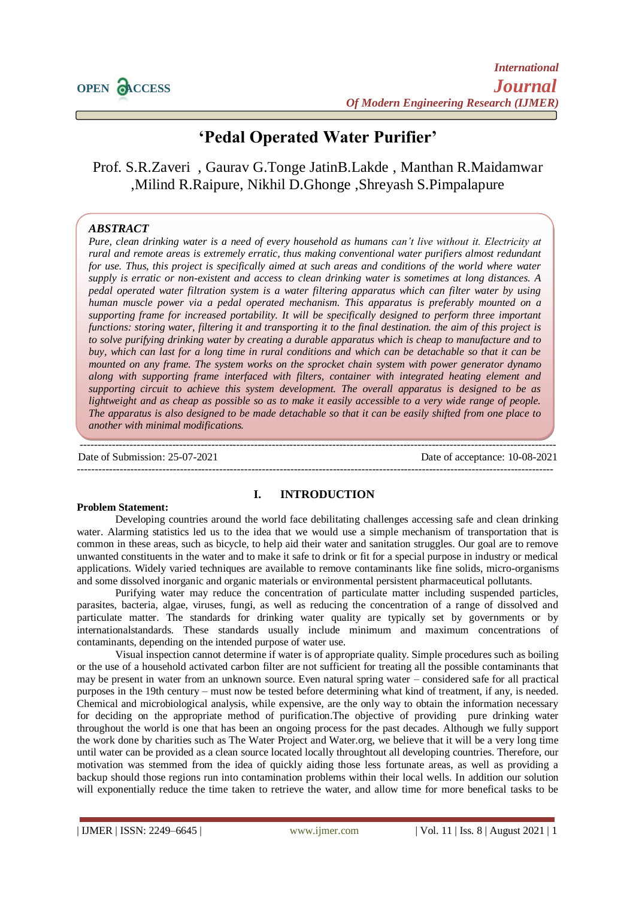# 'Pedal Operated Water Purifier'

Prof. S.R.Zaveri , Gaurav G.Tonge JatinB.Lakde , Manthan R.Maidamwar ,Milind R.Raipure, Nikhil D.Ghonge ,Shreyash S.Pimpalapure

***ABSTRACT***

*Pure, clean drinking water is a need of every household as humans can't live without it. Electricity at rural and remote areas is extremely erratic, thus making conventional water purifiers almost redundant for use. Thus, this project is specifically aimed at such areas and conditions of the world where water supply is erratic or non-existent and access to clean drinking water is sometimes at long distances. A pedal operated water filtration system is a water filtering apparatus which can filter water by using human muscle power via a pedal operated mechanism. This apparatus is preferably mounted on a supporting frame for increased portability. It will be specifically designed to perform three important functions: storing water, filtering it and transporting it to the final destination. the aim of this project is to solve purifying drinking water by creating a durable apparatus which is cheap to manufacture and to buy, which can last for a long time in rural conditions and which can be detachable so that it can be mounted on any frame. The system works on the sprocket chain system with power generator dynamo along with supporting frame interfaced with filters, container with integrated heating element and supporting circuit to achieve this system development. The overall apparatus is designed to be as lightweight and as cheap as possible so as to make it easily accessible to a very wide range of people. The apparatus is also designed to be made detachable so that it can be easily shifted from one place to another with minimal modifications.*

Date of Submission: 25-07-2021 Date of acceptance: 10-08-2021

## I. INTRODUCTION

**Problem Statement:**

Developing countries around the world face debilitating challenges accessing safe and clean drinking water. Alarming statistics led us to the idea that we would use a simple mechanism of transportation that is common in these areas, such as bicycle, to help aid their water and sanitation struggles. Our goal are to remove unwanted constituents in the water and to make it safe to drink or fit for a special purpose in industry or medical applications. Widely varied techniques are available to remove contaminants like fine solids, micro-organisms and some dissolved inorganic and organic materials or environmental persistent pharmaceutical pollutants.

Purifying water may reduce the concentration of particulate matter including suspended particles, parasites, bacteria, algae, viruses, fungi, as well as reducing the concentration of a range of dissolved and particulate matter. The standards for drinking water quality are typically set by governments or by internationalstandards. These standards usually include minimum and maximum concentrations of contaminants, depending on the intended purpose of water use.

Visual inspection cannot determine if water is of appropriate quality. Simple procedures such as boiling or the use of a household activated carbon filter are not sufficient for treating all the possible contaminants that may be present in water from an unknown source. Even natural spring water – considered safe for all practical purposes in the 19th century – must now be tested before determining what kind of treatment, if any, is needed. Chemical and microbiological analysis, while expensive, are the only way to obtain the information necessary for deciding on the appropriate method of purification.The objective of providing pure drinking water throughout the world is one that has been an ongoing process for the past decades. Although we fully support the work done by charities such as The Water Project and Water.org, we believe that it will be a very long time until water can be provided as a clean source located locally throughtout all developing countries. Therefore, our motivation was stemmed from the idea of quickly aiding those less fortunate areas, as well as providing a backup should those regions run into contamination problems within their local wells. In addition our solution will exponentially reduce the time taken to retrieve the water, and allow time for more benefical tasks to be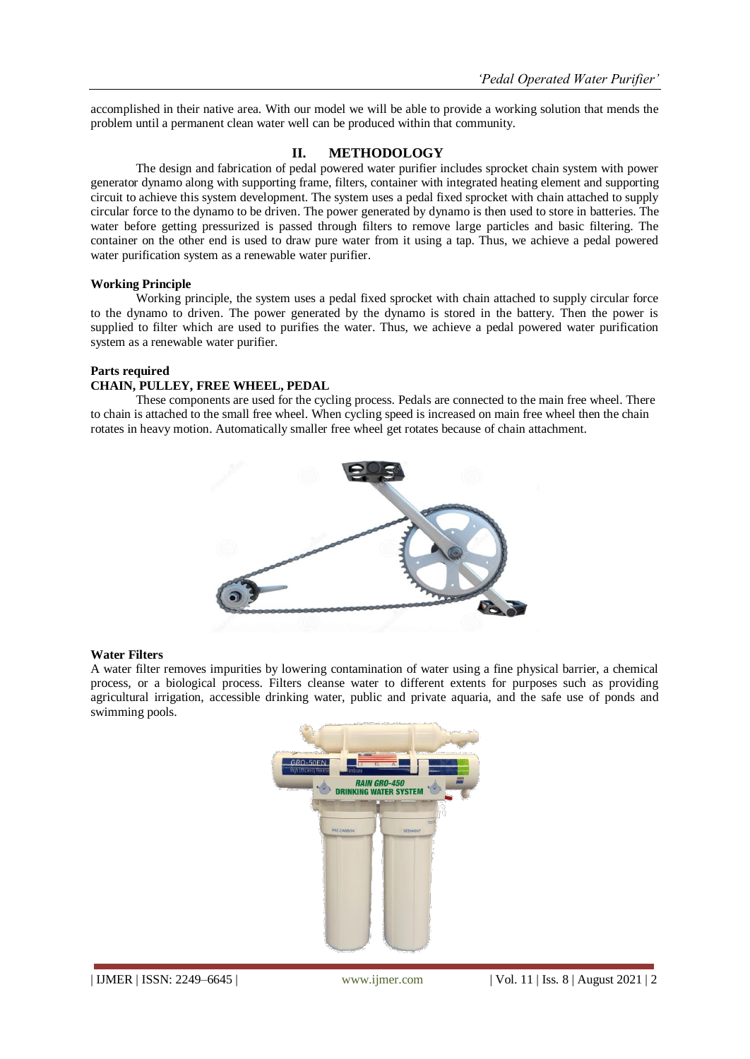accomplished in their native area. With our model we will be able to provide a working solution that mends the problem until a permanent clean water well can be produced within that community.

## II. METHODOLOGY

The design and fabrication of pedal powered water purifier includes sprocket chain system with power generator dynamo along with supporting frame, filters, container with integrated heating element and supporting circuit to achieve this system development. The system uses a pedal fixed sprocket with chain attached to supply circular force to the dynamo to be driven. The power generated by dynamo is then used to store in batteries. The water before getting pressurized is passed through filters to remove large particles and basic filtering. The container on the other end is used to draw pure water from it using a tap. Thus, we achieve a pedal powered water purification system as a renewable water purifier.

**Working Principle**

Working principle, the system uses a pedal fixed sprocket with chain attached to supply circular force to the dynamo to driven. The power generated by the dynamo is stored in the battery. Then the power is supplied to filter which are used to purifies the water. Thus, we achieve a pedal powered water purification system as a renewable water purifier.

**Parts required**

**CHAIN, PULLEY, FREE WHEEL, PEDAL**

These components are used for the cycling process. Pedals are connected to the main free wheel. There to chain is attached to the small free wheel. When cycling speed is increased on main free wheel then the chain rotates in heavy motion. Automatically smaller free wheel get rotates because of chain attachment.

**Water Filters**

A water filter removes impurities by lowering contamination of water using a fine physical barrier, a chemical process, or a biological process. Filters cleanse water to different extents for purposes such as providing agricultural irrigation, accessible drinking water, public and private aquaria, and the safe use of ponds and swimming pools.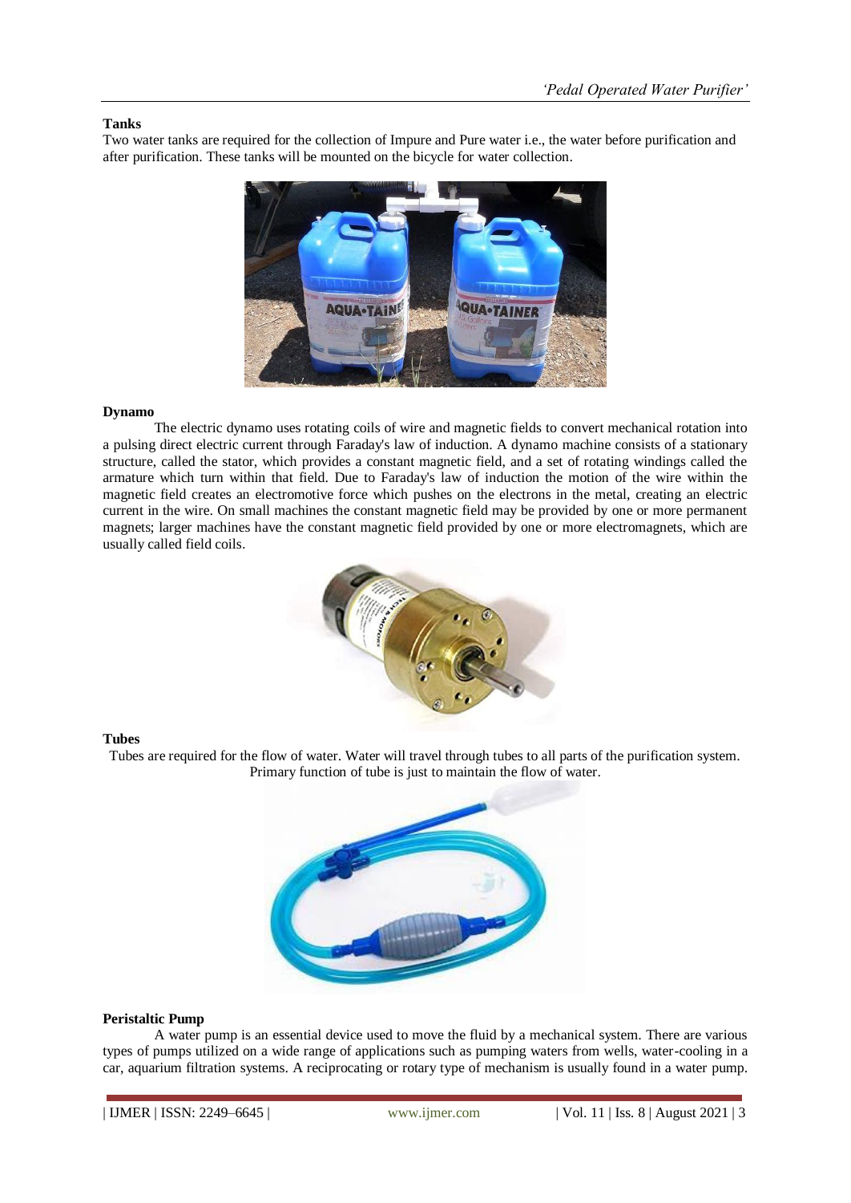### Tanks

Two water tanks are required for the collection of Impure and Pure water i.e., the water before purification and after purification. These tanks will be mounted on the bicycle for water collection.

### Dynamo

The electric dynamo uses rotating coils of wire and magnetic fields to convert mechanical rotation into a pulsing direct electric current through Faraday's law of induction. A dynamo machine consists of a stationary structure, called the stator, which provides a constant magnetic field, and a set of rotating windings called the armature which turn within that field. Due to Faraday's law of induction the motion of the wire within the magnetic field creates an electromotive force which pushes on the electrons in the metal, creating an electric current in the wire. On small machines the constant magnetic field may be provided by one or more permanent magnets; larger machines have the constant magnetic field provided by one or more electromagnets, which are usually called field coils.

### Tubes

Tubes are required for the flow of water. Water will travel through tubes to all parts of the purification system. Primary function of tube is just to maintain the flow of water.

### Peristaltic Pump

A water pump is an essential device used to move the fluid by a mechanical system. There are various types of pumps utilized on a wide range of applications such as pumping waters from wells, water-cooling in a car, aquarium filtration systems. A reciprocating or rotary type of mechanism is usually found in a water pump.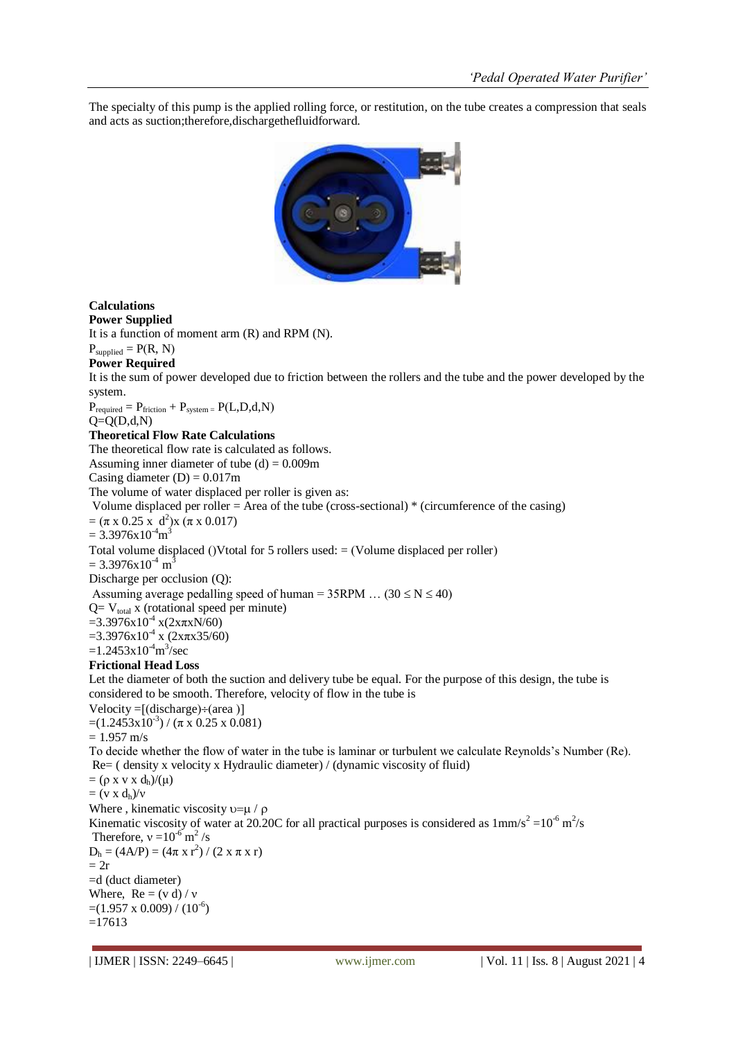The specialty of this pump is the applied rolling force, or restitution, on the tube creates a compression that seals and acts as suction;therefore,dischargethefluidforward.

**Calculations**

**Power Supplied**

It is a function of moment arm (R) and RPM (N).

$P_{supplied} = P(R, N)$

**Power Required**

It is the sum of power developed due to friction between the rollers and the tube and the power developed by the system.

$P_{required} = P_{friction} + P_{system} = P(L,D,d,N)$

$Q=Q(D,d,N)$

**Theoretical Flow Rate Calculations**

The theoretical flow rate is calculated as follows.

Assuming inner diameter of tube (d) = 0.009m

Casing diameter (D) = 0.017m

The volume of water displaced per roller is given as:

Volume displaced per roller = Area of the tube (cross-sectional) * (circumference of the casing)

$= (\pi \times 0.25 \times d^2) \times (\pi \times 0.017)$

$= 3.3976\times10^{-4} m^3$

Total volume displaced ()Vtotal for 5 rollers used: = (Volume displaced per roller)

$= 3.3976\times10^{-4}\ m^3$

Discharge per occlusion (Q):

Assuming average pedalling speed of human = 35RPM … $(30 \leq N \leq 40)$

$Q= V_{total}$ x (rotational speed per minute)

$=3.3976\times10^{-4} \times (2\times\pi\times N/60)$

$=3.3976\times10^{-4} \times (2\times\pi\times35/60)$

$=1.2453\times10^{-4} m^3/sec$

**Frictional Head Loss**

Let the diameter of both the suction and delivery tube be equal. For the purpose of this design, the tube is considered to be smooth. Therefore, velocity of flow in the tube is

Velocity =[(discharge)÷(area )]

$=(1.2453\times10^{-3}) / (\pi \times 0.25 \times 0.081)$

$= 1.957$ m/s

To decide whether the flow of water in the tube is laminar or turbulent we calculate Reynolds's Number (Re).

Re= ( density x velocity x Hydraulic diameter) / (dynamic viscosity of fluid)

$= (\rho \times v \times d_h)/(\mu)$

$= (v \times d_h)/\nu$

Where , kinematic viscosity $\upsilon=\mu / \rho$

Kinematic viscosity of water at 20.20C for all practical purposes is considered as $1 mm/s^2 = 10^{-6}\ m^2/s$

Therefore, $\nu = 10^{-6}\ m^2/s$

$D_h = (4A/P) = (4\pi \times r^2) / (2 \times \pi \times r)$

$= 2r$

$=d$ (duct diameter)

Where, $Re = (v\ d) / \nu$

$=(1.957 \times 0.009) / (10^{-6})$

$=17613$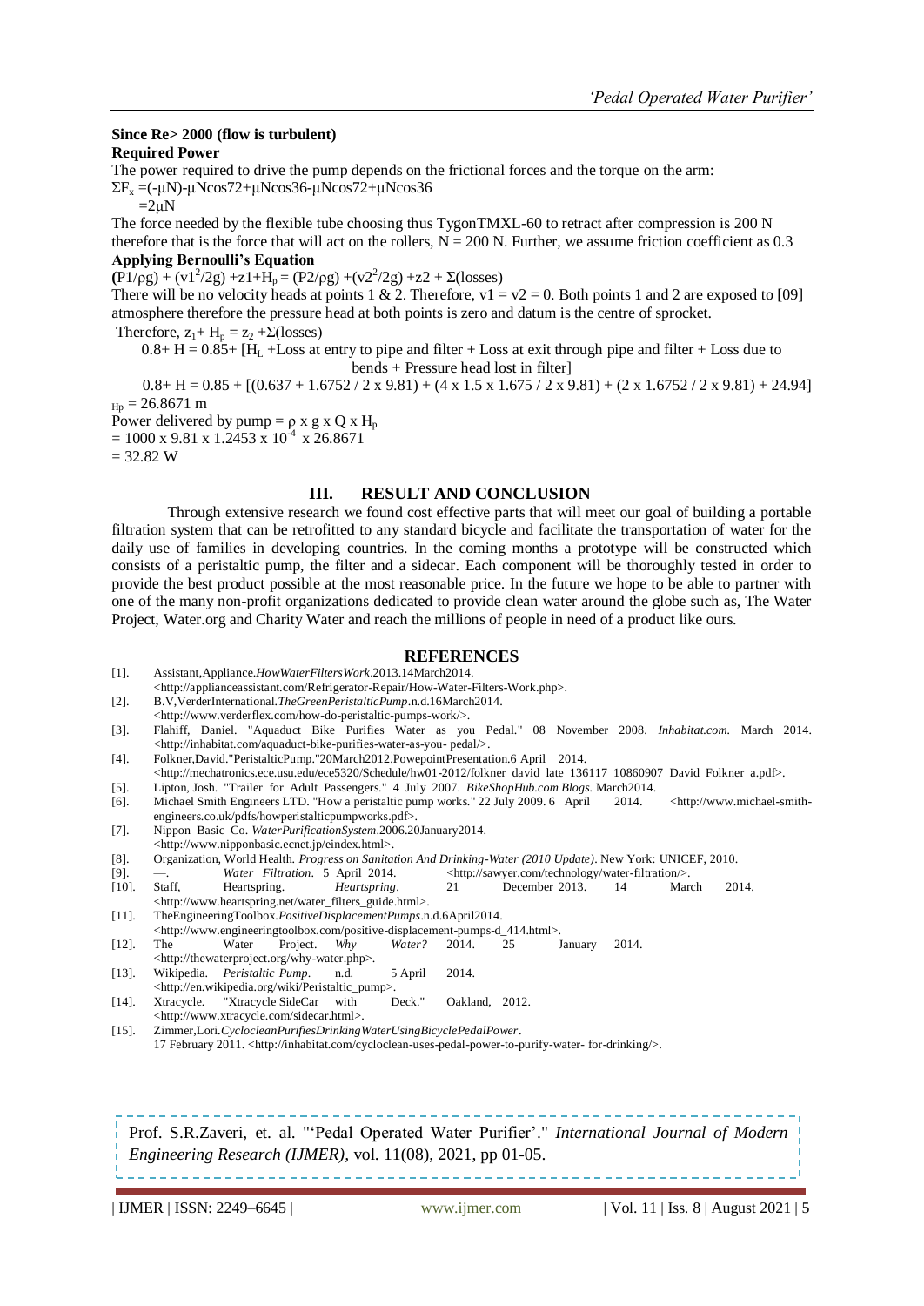**Since Re> 2000 (flow is turbulent)**

**Required Power**

The power required to drive the pump depends on the frictional forces and the torque on the arm:

$\Sigma F_x = (-\mu N) - \mu N\cos 72 + \mu N\cos 36 - \mu N\cos 72 + \mu N\cos 36$

$= 2\mu N$

The force needed by the flexible tube choosing thus TygonTMXL-60 to retract after compression is 200 N therefore that is the force that will act on the rollers, N = 200 N. Further, we assume friction coefficient as 0.3

**Applying Bernoulli's Equation**

$(P1/\rho g) + (v1^2/2g) + z1 + H_p = (P2/\rho g) + (v2^2/2g) + z2 + \Sigma(\text{losses})$

There will be no velocity heads at points 1 & 2. Therefore, v1 = v2 = 0. Both points 1 and 2 are exposed to [09] atmosphere therefore the pressure head at both points is zero and datum is the centre of sprocket.

Therefore, $z_1 + H_p = z_2 + \Sigma(\text{losses})$

$0.8 + H = 0.85 + [H_L + \text{Loss at entry to pipe and filter} + \text{Loss at exit through pipe and filter} + \text{Loss due to bends} + \text{Pressure head lost in filter}]$

$0.8 + H = 0.85 + [(0.637 + 1.6752 / 2 \times 9.81) + (4 \times 1.5 \times 1.675 / 2 \times 9.81) + (2 \times 1.6752 / 2 \times 9.81) + 24.94]$

$H_p = 26.8671$ m

Power delivered by pump = $\rho \times g \times Q \times H_p$

$= 1000 \times 9.81 \times 1.2453 \times 10^{-4} \times 26.8671$

$= 32.82$ W

## III. RESULT AND CONCLUSION

Through extensive research we found cost effective parts that will meet our goal of building a portable filtration system that can be retrofitted to any standard bicycle and facilitate the transportation of water for the daily use of families in developing countries. In the coming months a prototype will be constructed which consists of a peristaltic pump, the filter and a sidecar. Each component will be thoroughly tested in order to provide the best product possible at the most reasonable price. In the future we hope to be able to partner with one of the many non-profit organizations dedicated to provide clean water around the globe such as, The Water Project, Water.org and Charity Water and reach the millions of people in need of a product like ours.

## REFERENCES

[1]. Assistant,Appliance.*HowWaterFiltersWork*.2013.14March2014. <http://applianceassistant.com/Refrigerator-Repair/How-Water-Filters-Work.php>.

[2]. B.V,VerderInternational.*TheGreenPeristalticPump*.n.d.16March2014. <http://www.verderflex.com/how-do-peristaltic-pumps-work/>.

[3]. Flahiff, Daniel. "Aquaduct Bike Purifies Water as you Pedal." 08 November 2008. *Inhabitat.com.* March 2014. <http://inhabitat.com/aquaduct-bike-purifies-water-as-you- pedal/>.

[4]. Folkner,David."PeristalticPump."20March2012.PowepointPresentation.6 April 2014. <http://mechatronics.ece.usu.edu/ece5320/Schedule/hw01-2012/folkner_david_late_136117_10860907_David_Folkner_a.pdf>.

[5]. Lipton, Josh. "Trailer for Adult Passengers." 4 July 2007. *BikeShopHub.com Blogs.* March2014.

[6]. Michael Smith Engineers LTD. "How a peristaltic pump works." 22 July 2009. 6 April 2014. <http://www.michael-smith-engineers.co.uk/pdfs/howperistalticpumpworks.pdf>.

[7]. Nippon Basic Co. *WaterPurificationSystem*.2006.20January2014. <http://www.nipponbasic.ecnet.jp/eindex.html>.

[8]. Organization, World Health. *Progress on Sanitation And Drinking-Water (2010 Update)*. New York: UNICEF, 2010.

[9]. —. *Water Filtration*. 5 April 2014. <http://sawyer.com/technology/water-filtration/>.

[10]. Staff, Heartspring. *Heartspring*. 21 December 2013. 14 March 2014. <http://www.heartspring.net/water_filters_guide.html>.

[11]. TheEngineeringToolbox.*PositiveDisplacementPumps*.n.d.6April2014. <http://www.engineeringtoolbox.com/positive-displacement-pumps-d_414.html>.

[12]. The Water Project. *Why Water?* 2014. 25 January 2014. <http://thewaterproject.org/why-water.php>.

[13]. Wikipedia. *Peristaltic Pump*. n.d. 5 April 2014. <http://en.wikipedia.org/wiki/Peristaltic_pump>.

[14]. Xtracycle. "Xtracycle SideCar with Deck." Oakland, 2012. <http://www.xtracycle.com/sidecar.html>.

[15]. Zimmer,Lori.*CyclocleanPurifiesDrinkingWaterUsingBicyclePedalPower*. 17 February 2011. <http://inhabitat.com/cycloclean-uses-pedal-power-to-purify-water- for-drinking/>.

Prof. S.R.Zaveri, et. al. "'Pedal Operated Water Purifier'." *International Journal of Modern Engineering Research (IJMER)*, vol. 11(08), 2021, pp 01-05.